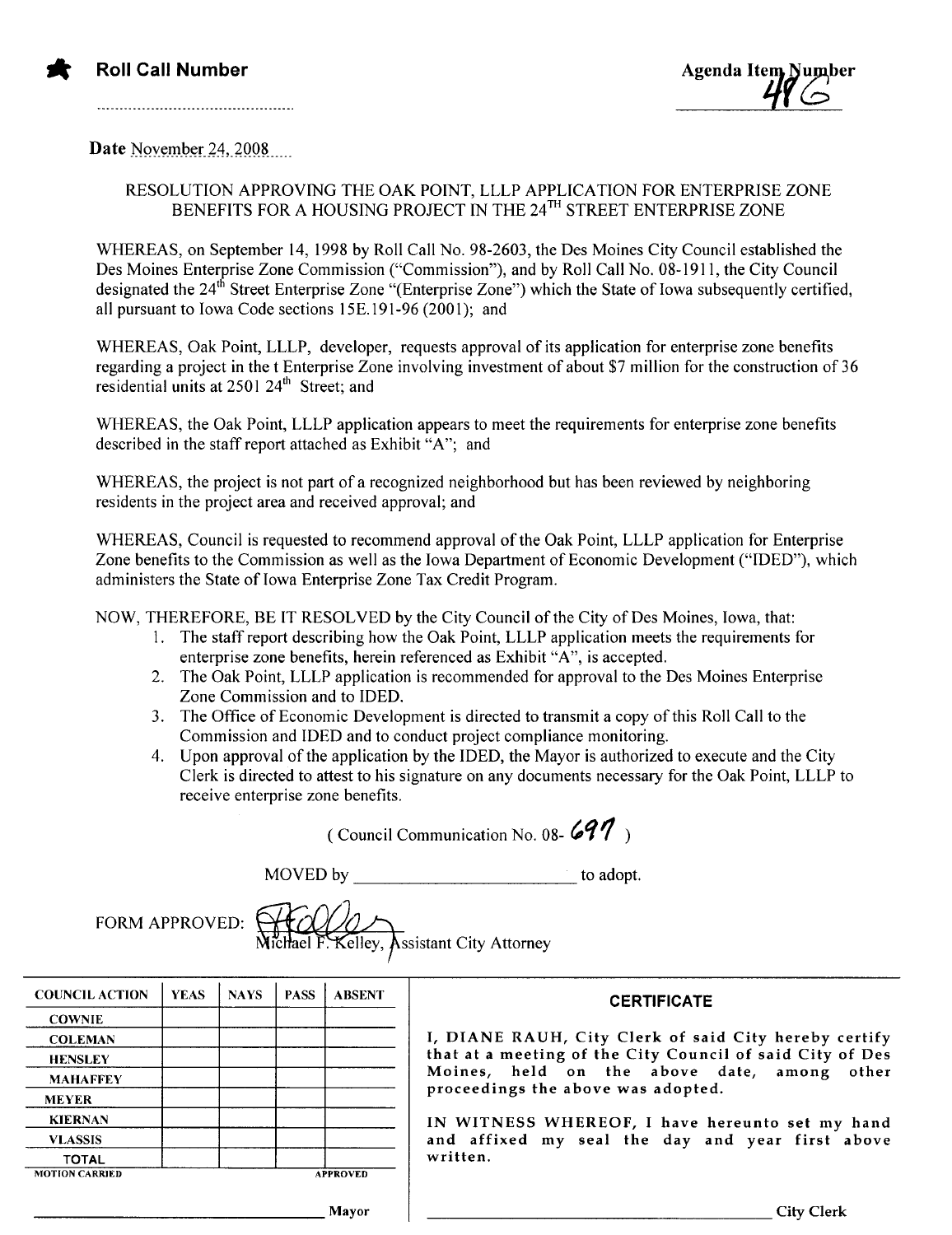**Roll Call Number**

................................................

**Agenda Item Number**

48G

Date November 24, 2008

RESOLUTION APPROVING THE OAK POINT, LLLP APPLICATION FOR ENTERPRISE ZONE BENEFITS FOR A HOUSING PROJECT IN THE 24TH STREET ENTERPRISE ZONE

WHEREAS, on September 14, 1998 by Roll Call No. 98-2603, the Des Moines City Council established the Des Moines Enterprise Zone Commission ("Commission"), and by Roll Call No. 08-1911, the City Council designated the 24th Street Enterprise Zone "(Enterprise Zone") which the State of Iowa subsequently certified, all pursuant to Iowa Code sections 15E.191-96 (2001); and

WHEREAS, Oak Point, LLLP, developer, requests approval of its application for enterprise zone benefits regarding a project in the t Enterprise Zone involving investment of about $7 million for the construction of 36 residential units at 2501 24th Street; and

WHEREAS, the Oak Point, LLLP application appears to meet the requirements for enterprise zone benefits described in the staff report attached as Exhibit "A"; and

WHEREAS, the project is not part of a recognized neighborhood but has been reviewed by neighboring residents in the project area and received approval; and

WHEREAS, Council is requested to recommend approval of the Oak Point, LLLP application for Enterprise Zone benefits to the Commission as well as the Iowa Department of Economic Development ("IDED"), which administers the State of Iowa Enterprise Zone Tax Credit Program.

NOW, THEREFORE, BE IT RESOLVED by the City Council of the City of Des Moines, Iowa, that:

1. The staff report describing how the Oak Point, LLLP application meets the requirements for enterprise zone benefits, herein referenced as Exhibit "A", is accepted.
2. The Oak Point, LLLP application is recommended for approval to the Des Moines Enterprise Zone Commission and to IDED.
3. The Office of Economic Development is directed to transmit a copy of this Roll Call to the Commission and IDED and to conduct project compliance monitoring.
4. Upon approval of the application by the IDED, the Mayor is authorized to execute and the City Clerk is directed to attest to his signature on any documents necessary for the Oak Point, LLLP to receive enterprise zone benefits.

( Council Communication No. 08- 697 )

MOVED by \_\_\_\_\_\_\_\_\_\_\_\_\_\_\_\_\_\_\_\_\_\_\_\_ to adopt.

FORM APPROVED: Michael F. Kelley, Assistant City Attorney

| COUNCIL ACTION | YEAS | NAYS | PASS | ABSENT |
|---|---|---|---|---|
| COWNIE | | | | |
| COLEMAN | | | | |
| HENSLEY | | | | |
| MAHAFFEY | | | | |
| MEYER | | | | |
| KIERNAN | | | | |
| VLASSIS | | | | |
| TOTAL | | | | |

MOTION CARRIED APPROVED

\_\_\_\_\_\_\_\_\_\_\_\_\_\_\_\_\_\_\_\_\_\_\_\_ Mayor

**CERTIFICATE**

I, DIANE RAUH, City Clerk of said City hereby certify that at a meeting of the City Council of said City of Des Moines, held on the above date, among other proceedings the above was adopted.

IN WITNESS WHEREOF, I have hereunto set my hand and affixed my seal the day and year first above written.

\_\_\_\_\_\_\_\_\_\_\_\_\_\_\_\_\_\_\_\_\_\_\_\_ City Clerk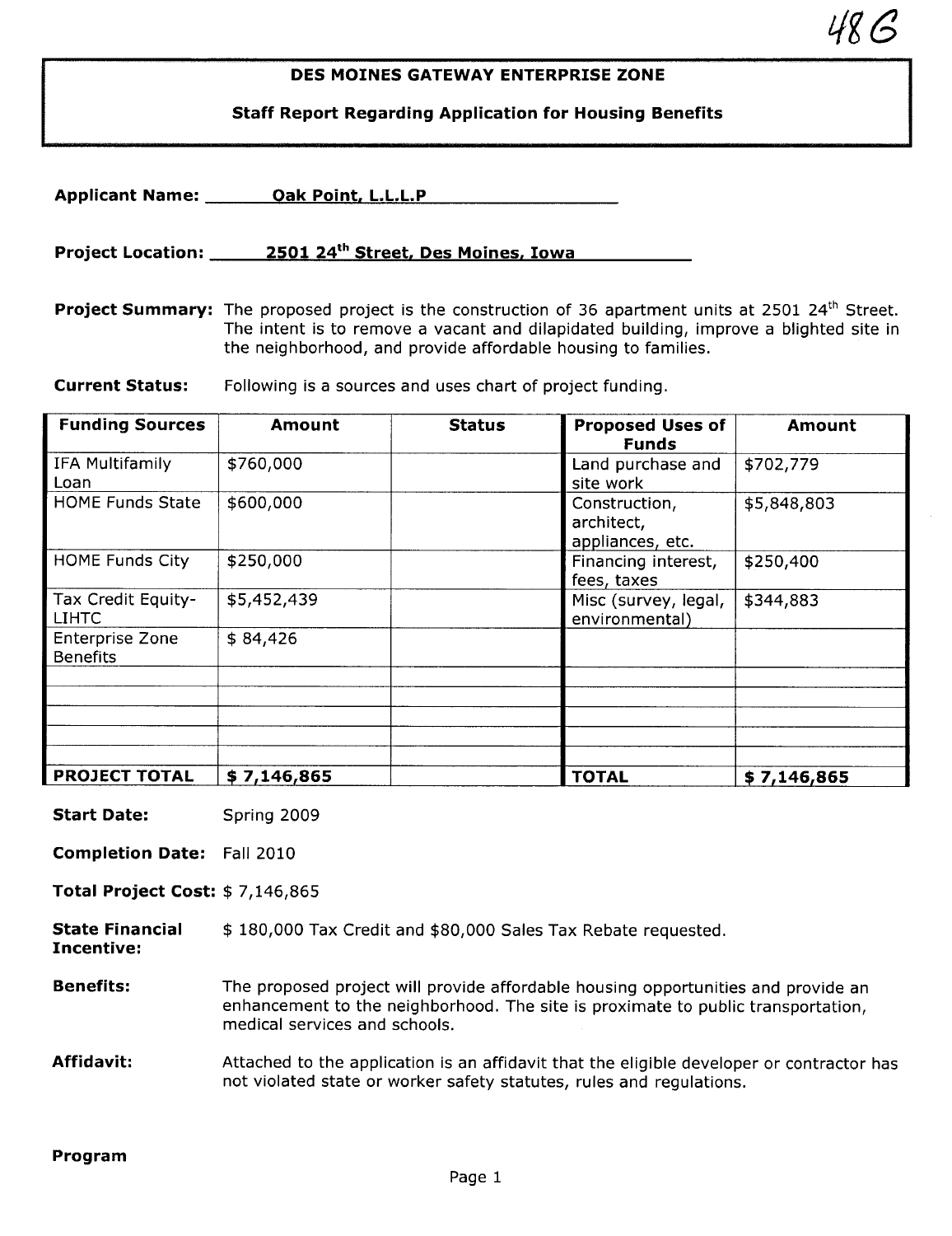48G

# DES MOINES GATEWAY ENTERPRISE ZONE

## Staff Report Regarding Application for Housing Benefits

**Applicant Name:** Oak Point, L.L.L.P

**Project Location:** 2501 24th Street, Des Moines, Iowa

**Project Summary:** The proposed project is the construction of 36 apartment units at 2501 24th Street. The intent is to remove a vacant and dilapidated building, improve a blighted site in the neighborhood, and provide affordable housing to families.

**Current Status:** Following is a sources and uses chart of project funding.

| Funding Sources | Amount | Status | Proposed Uses of Funds | Amount |
|---|---|---|---|---|
| IFA Multifamily Loan | $760,000 | | Land purchase and site work | $702,779 |
| HOME Funds State | $600,000 | | Construction, architect, appliances, etc. | $5,848,803 |
| HOME Funds City | $250,000 | | Financing interest, fees, taxes | $250,400 |
| Tax Credit Equity-LIHTC | $5,452,439 | | Misc (survey, legal, environmental) | $344,883 |
| Enterprise Zone Benefits | $ 84,426 | | | |
| | | | | |
| | | | | |
| | | | | |
| | | | | |
| **PROJECT TOTAL** | **$ 7,146,865** | | **TOTAL** | **$ 7,146,865** |

**Start Date:** Spring 2009

**Completion Date:** Fall 2010

**Total Project Cost:** $ 7,146,865

**State Financial Incentive:** $ 180,000 Tax Credit and $80,000 Sales Tax Rebate requested.

**Benefits:** The proposed project will provide affordable housing opportunities and provide an enhancement to the neighborhood. The site is proximate to public transportation, medical services and schools.

**Affidavit:** Attached to the application is an affidavit that the eligible developer or contractor has not violated state or worker safety statutes, rules and regulations.

**Program**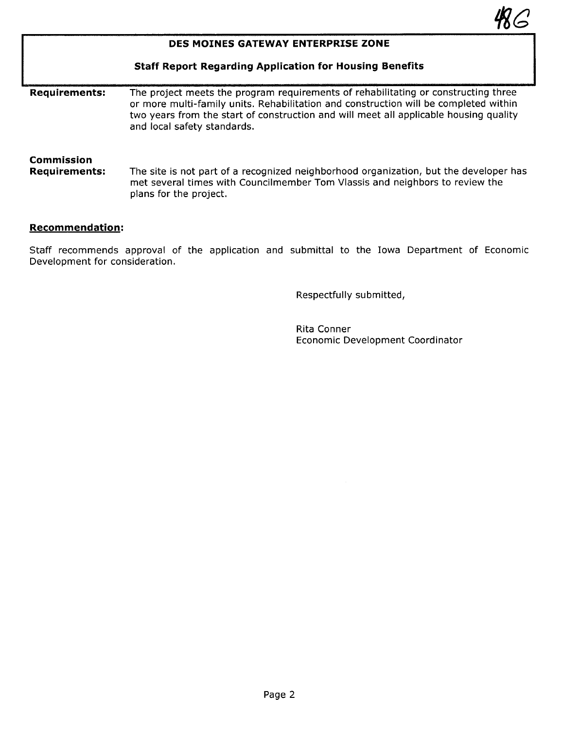48G

## DES MOINES GATEWAY ENTERPRISE ZONE

### Staff Report Regarding Application for Housing Benefits

**Requirements:** The project meets the program requirements of rehabilitating or constructing three or more multi-family units. Rehabilitation and construction will be completed within two years from the start of construction and will meet all applicable housing quality and local safety standards.

**Commission Requirements:** The site is not part of a recognized neighborhood organization, but the developer has met several times with Councilmember Tom Vlassis and neighbors to review the plans for the project.

**Recommendation:**

Staff recommends approval of the application and submittal to the Iowa Department of Economic Development for consideration.

Respectfully submitted,

Rita Conner
Economic Development Coordinator